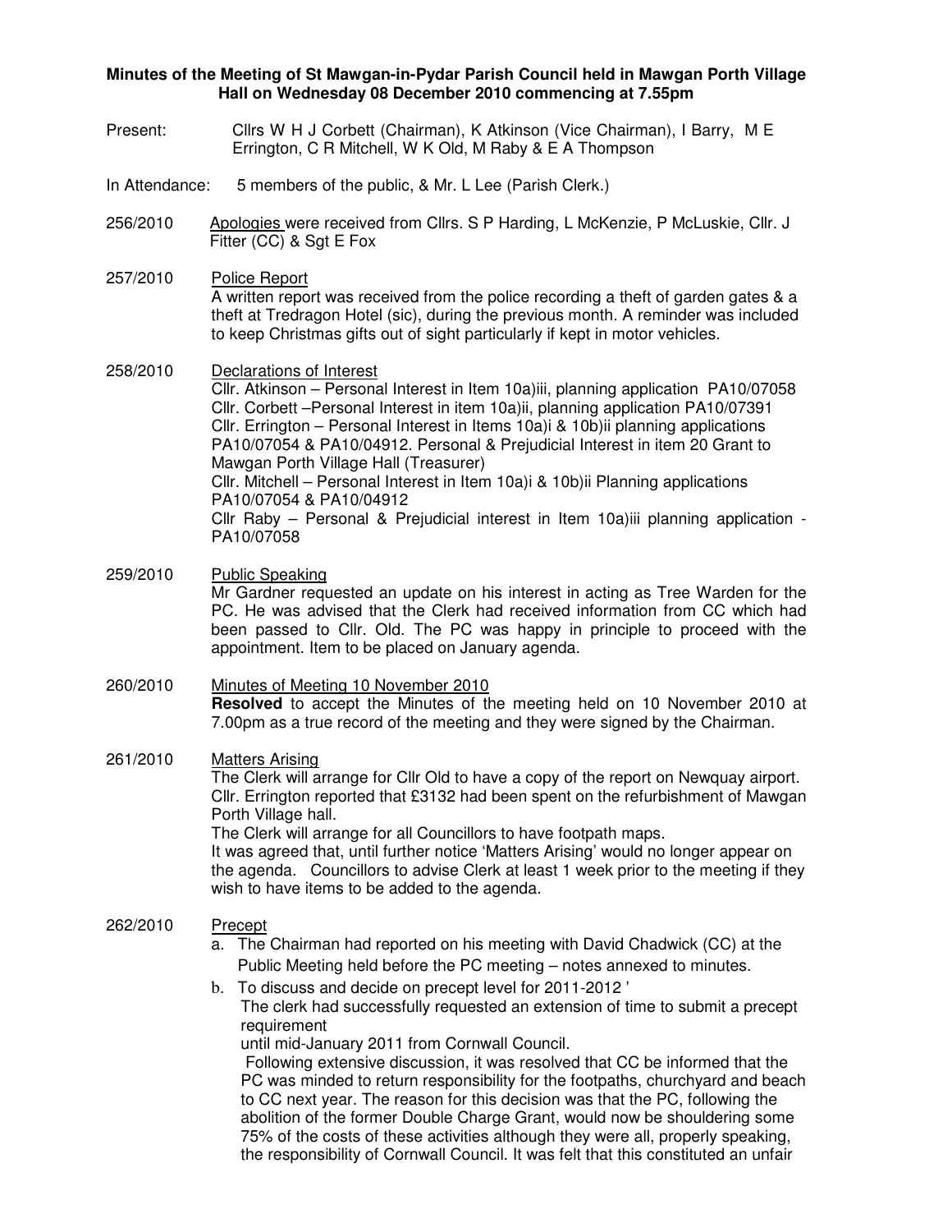**Minutes of the Meeting of St Mawgan-in-Pydar Parish Council held in Mawgan Porth Village Hall on Wednesday 08 December 2010 commencing at 7.55pm**

Present: Cllrs W H J Corbett (Chairman), K Atkinson (Vice Chairman), I Barry, M E Errington, C R Mitchell, W K Old, M Raby & E A Thompson

In Attendance: 5 members of the public, & Mr. L Lee (Parish Clerk.)

256/2010 Apologies were received from Cllrs. S P Harding, L McKenzie, P McLuskie, Cllr. J Fitter (CC) & Sgt E Fox

257/2010 Police Report

A written report was received from the police recording a theft of garden gates & a theft at Tredragon Hotel (sic), during the previous month. A reminder was included to keep Christmas gifts out of sight particularly if kept in motor vehicles.

258/2010 Declarations of Interest

Cllr. Atkinson – Personal Interest in Item 10a)iii, planning application PA10/07058

Cllr. Corbett –Personal Interest in item 10a)ii, planning application PA10/07391

Cllr. Errington – Personal Interest in Items 10a)i & 10b)ii planning applications PA10/07054 & PA10/04912. Personal & Prejudicial Interest in item 20 Grant to Mawgan Porth Village Hall (Treasurer)

Cllr. Mitchell – Personal Interest in Item 10a)i & 10b)ii Planning applications PA10/07054 & PA10/04912

Cllr Raby – Personal & Prejudicial interest in Item 10a)iii planning application - PA10/07058

259/2010 Public Speaking

Mr Gardner requested an update on his interest in acting as Tree Warden for the PC. He was advised that the Clerk had received information from CC which had been passed to Cllr. Old. The PC was happy in principle to proceed with the appointment. Item to be placed on January agenda.

260/2010 Minutes of Meeting 10 November 2010

**Resolved** to accept the Minutes of the meeting held on 10 November 2010 at 7.00pm as a true record of the meeting and they were signed by the Chairman.

261/2010 Matters Arising

The Clerk will arrange for Cllr Old to have a copy of the report on Newquay airport.

Cllr. Errington reported that £3132 had been spent on the refurbishment of Mawgan Porth Village hall.

The Clerk will arrange for all Councillors to have footpath maps.

It was agreed that, until further notice 'Matters Arising' would no longer appear on the agenda. Councillors to advise Clerk at least 1 week prior to the meeting if they wish to have items to be added to the agenda.

262/2010 Precept

a. The Chairman had reported on his meeting with David Chadwick (CC) at the Public Meeting held before the PC meeting – notes annexed to minutes.

b. To discuss and decide on precept level for 2011-2012 '

The clerk had successfully requested an extension of time to submit a precept requirement

until mid-January 2011 from Cornwall Council.

Following extensive discussion, it was resolved that CC be informed that the PC was minded to return responsibility for the footpaths, churchyard and beach to CC next year. The reason for this decision was that the PC, following the abolition of the former Double Charge Grant, would now be shouldering some 75% of the costs of these activities although they were all, properly speaking, the responsibility of Cornwall Council. It was felt that this constituted an unfair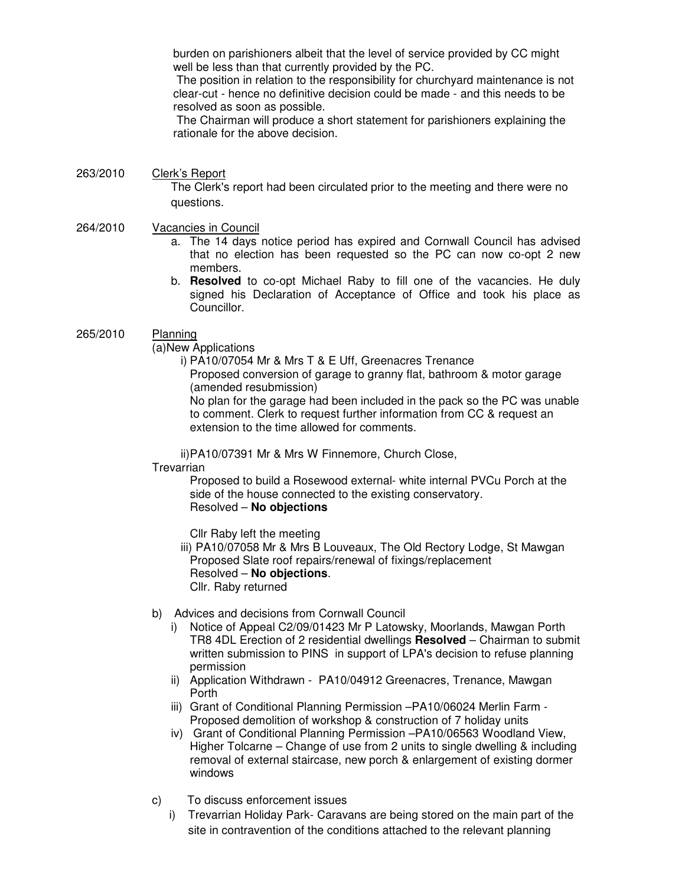burden on parishioners albeit that the level of service provided by CC might well be less than that currently provided by the PC.

The position in relation to the responsibility for churchyard maintenance is not clear-cut - hence no definitive decision could be made - and this needs to be resolved as soon as possible.

The Chairman will produce a short statement for parishioners explaining the rationale for the above decision.

263/2010 Clerk's Report

The Clerk's report had been circulated prior to the meeting and there were no questions.

264/2010 Vacancies in Council

a. The 14 days notice period has expired and Cornwall Council has advised that no election has been requested so the PC can now co-opt 2 new members.
b. **Resolved** to co-opt Michael Raby to fill one of the vacancies. He duly signed his Declaration of Acceptance of Office and took his place as Councillor.

265/2010 Planning

(a)New Applications

i) PA10/07054 Mr & Mrs T & E Uff, Greenacres Trenance
Proposed conversion of garage to granny flat, bathroom & motor garage (amended resubmission)
No plan for the garage had been included in the pack so the PC was unable to comment. Clerk to request further information from CC & request an extension to the time allowed for comments.

ii)PA10/07391 Mr & Mrs W Finnemore, Church Close, Trevarrian
Proposed to build a Rosewood external- white internal PVCu Porch at the side of the house connected to the existing conservatory.
Resolved – **No objections**

Cllr Raby left the meeting

iii) PA10/07058 Mr & Mrs B Louveaux, The Old Rectory Lodge, St Mawgan
Proposed Slate roof repairs/renewal of fixings/replacement
Resolved – **No objections**.
Cllr. Raby returned

b) Advices and decisions from Cornwall Council

i) Notice of Appeal C2/09/01423 Mr P Latowsky, Moorlands, Mawgan Porth TR8 4DL Erection of 2 residential dwellings **Resolved** – Chairman to submit written submission to PINS in support of LPA's decision to refuse planning permission
ii) Application Withdrawn - PA10/04912 Greenacres, Trenance, Mawgan Porth
iii) Grant of Conditional Planning Permission –PA10/06024 Merlin Farm - Proposed demolition of workshop & construction of 7 holiday units
iv) Grant of Conditional Planning Permission –PA10/06563 Woodland View, Higher Tolcarne – Change of use from 2 units to single dwelling & including removal of external staircase, new porch & enlargement of existing dormer windows

c) To discuss enforcement issues

i) Trevarrian Holiday Park- Caravans are being stored on the main part of the site in contravention of the conditions attached to the relevant planning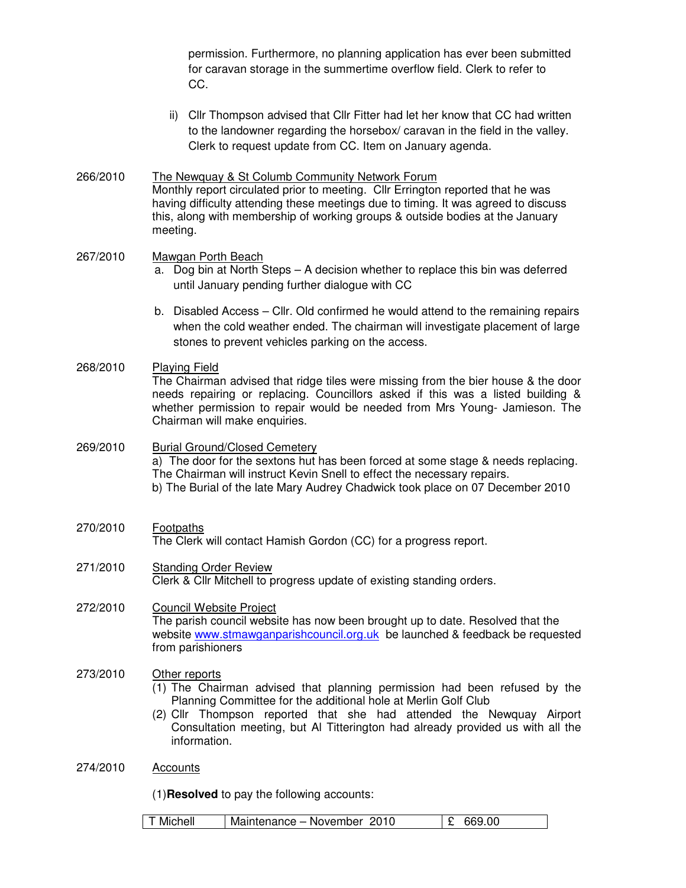permission. Furthermore, no planning application has ever been submitted for caravan storage in the summertime overflow field. Clerk to refer to CC.

ii) Cllr Thompson advised that Cllr Fitter had let her know that CC had written to the landowner regarding the horsebox/ caravan in the field in the valley. Clerk to request update from CC. Item on January agenda.

**266/2010** The Newquay & St Columb Community Network Forum

Monthly report circulated prior to meeting. Cllr Errington reported that he was having difficulty attending these meetings due to timing. It was agreed to discuss this, along with membership of working groups & outside bodies at the January meeting.

**267/2010** Mawgan Porth Beach

a. Dog bin at North Steps – A decision whether to replace this bin was deferred until January pending further dialogue with CC

b. Disabled Access – Cllr. Old confirmed he would attend to the remaining repairs when the cold weather ended. The chairman will investigate placement of large stones to prevent vehicles parking on the access.

**268/2010** Playing Field

The Chairman advised that ridge tiles were missing from the bier house & the door needs repairing or replacing. Councillors asked if this was a listed building & whether permission to repair would be needed from Mrs Young- Jamieson. The Chairman will make enquiries.

**269/2010** Burial Ground/Closed Cemetery

a) The door for the sextons hut has been forced at some stage & needs replacing. The Chairman will instruct Kevin Snell to effect the necessary repairs.

b) The Burial of the late Mary Audrey Chadwick took place on 07 December 2010

**270/2010** Footpaths

The Clerk will contact Hamish Gordon (CC) for a progress report.

**271/2010** Standing Order Review

Clerk & Cllr Mitchell to progress update of existing standing orders.

**272/2010** Council Website Project

The parish council website has now been brought up to date. Resolved that the website www.stmawganparishcouncil.org.uk be launched & feedback be requested from parishioners

**273/2010** Other reports

(1) The Chairman advised that planning permission had been refused by the Planning Committee for the additional hole at Merlin Golf Club

(2) Cllr Thompson reported that she had attended the Newquay Airport Consultation meeting, but Al Titterington had already provided us with all the information.

**274/2010** Accounts

(1)**Resolved** to pay the following accounts:

| T Michell | Maintenance – November 2010 | £ 669.00 |
|---|---|---|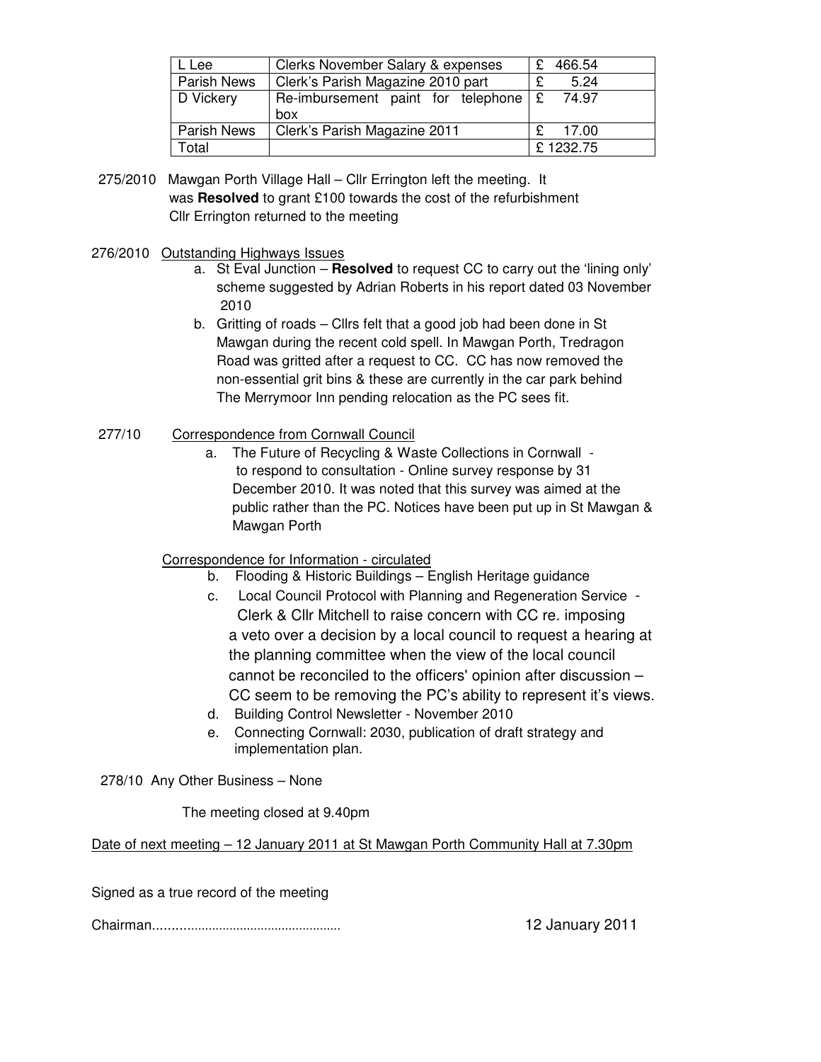| L Lee | Clerks November Salary & expenses | £ 466.54 |
| --- | --- | --- |
| Parish News | Clerk's Parish Magazine 2010 part | £ 5.24 |
| D Vickery | Re-imbursement paint for telephone box | £ 74.97 |
| Parish News | Clerk's Parish Magazine 2011 | £ 17.00 |
| Total | | £ 1232.75 |

275/2010 Mawgan Porth Village Hall – Cllr Errington left the meeting. It was **Resolved** to grant £100 towards the cost of the refurbishment Cllr Errington returned to the meeting

276/2010 Outstanding Highways Issues

a. St Eval Junction – **Resolved** to request CC to carry out the 'lining only' scheme suggested by Adrian Roberts in his report dated 03 November 2010
b. Gritting of roads – Cllrs felt that a good job had been done in St Mawgan during the recent cold spell. In Mawgan Porth, Tredragon Road was gritted after a request to CC. CC has now removed the non-essential grit bins & these are currently in the car park behind The Merrymoor Inn pending relocation as the PC sees fit.

277/10 Correspondence from Cornwall Council

a. The Future of Recycling & Waste Collections in Cornwall - to respond to consultation - Online survey response by 31 December 2010. It was noted that this survey was aimed at the public rather than the PC. Notices have been put up in St Mawgan & Mawgan Porth

Correspondence for Information - circulated

b. Flooding & Historic Buildings – English Heritage guidance
c. Local Council Protocol with Planning and Regeneration Service - Clerk & Cllr Mitchell to raise concern with CC re. imposing a veto over a decision by a local council to request a hearing at the planning committee when the view of the local council cannot be reconciled to the officers' opinion after discussion – CC seem to be removing the PC's ability to represent it's views.
d. Building Control Newsletter - November 2010
e. Connecting Cornwall: 2030, publication of draft strategy and implementation plan.

278/10 Any Other Business – None

The meeting closed at 9.40pm

Date of next meeting – 12 January 2011 at St Mawgan Porth Community Hall at 7.30pm

Signed as a true record of the meeting

Chairman...................................................... 12 January 2011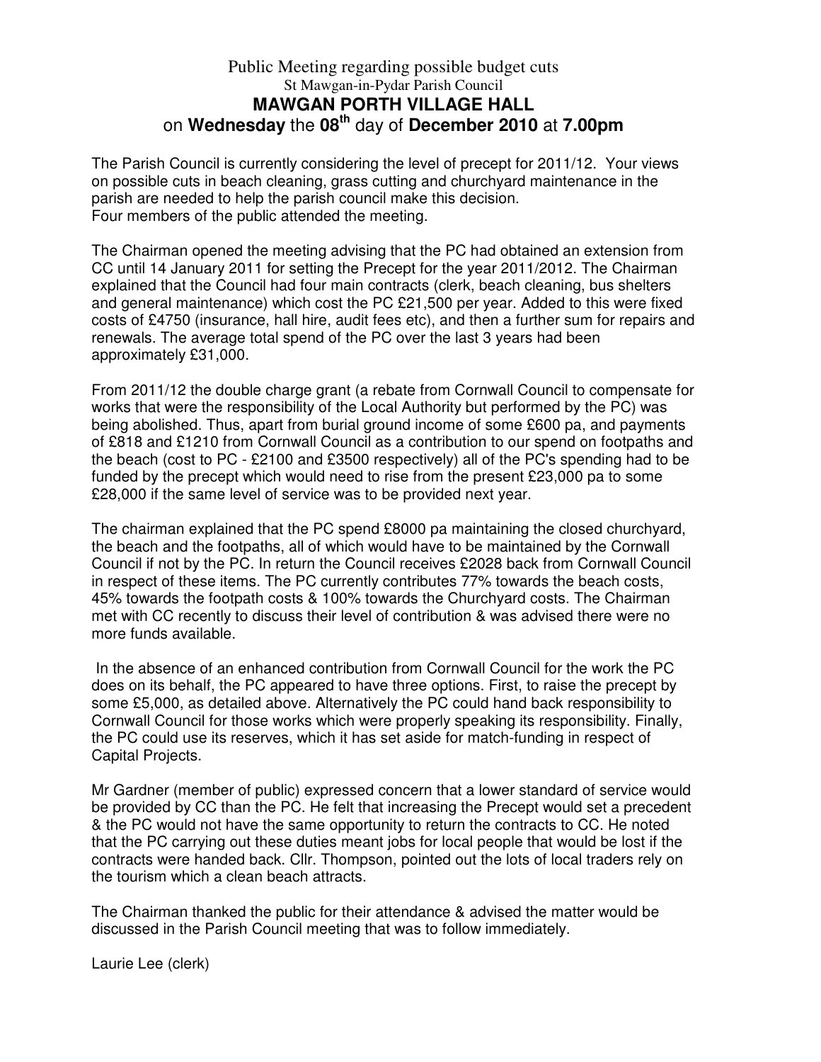Public Meeting regarding possible budget cuts

St Mawgan-in-Pydar Parish Council

# MAWGAN PORTH VILLAGE HALL

## on **Wednesday** the **08th** day of **December 2010** at **7.00pm**

The Parish Council is currently considering the level of precept for 2011/12. Your views on possible cuts in beach cleaning, grass cutting and churchyard maintenance in the parish are needed to help the parish council make this decision.
Four members of the public attended the meeting.

The Chairman opened the meeting advising that the PC had obtained an extension from CC until 14 January 2011 for setting the Precept for the year 2011/2012. The Chairman explained that the Council had four main contracts (clerk, beach cleaning, bus shelters and general maintenance) which cost the PC £21,500 per year. Added to this were fixed costs of £4750 (insurance, hall hire, audit fees etc), and then a further sum for repairs and renewals. The average total spend of the PC over the last 3 years had been approximately £31,000.

From 2011/12 the double charge grant (a rebate from Cornwall Council to compensate for works that were the responsibility of the Local Authority but performed by the PC) was being abolished. Thus, apart from burial ground income of some £600 pa, and payments of £818 and £1210 from Cornwall Council as a contribution to our spend on footpaths and the beach (cost to PC - £2100 and £3500 respectively) all of the PC's spending had to be funded by the precept which would need to rise from the present £23,000 pa to some £28,000 if the same level of service was to be provided next year.

The chairman explained that the PC spend £8000 pa maintaining the closed churchyard, the beach and the footpaths, all of which would have to be maintained by the Cornwall Council if not by the PC. In return the Council receives £2028 back from Cornwall Council in respect of these items. The PC currently contributes 77% towards the beach costs, 45% towards the footpath costs & 100% towards the Churchyard costs. The Chairman met with CC recently to discuss their level of contribution & was advised there were no more funds available.

In the absence of an enhanced contribution from Cornwall Council for the work the PC does on its behalf, the PC appeared to have three options. First, to raise the precept by some £5,000, as detailed above. Alternatively the PC could hand back responsibility to Cornwall Council for those works which were properly speaking its responsibility. Finally, the PC could use its reserves, which it has set aside for match-funding in respect of Capital Projects.

Mr Gardner (member of public) expressed concern that a lower standard of service would be provided by CC than the PC. He felt that increasing the Precept would set a precedent & the PC would not have the same opportunity to return the contracts to CC. He noted that the PC carrying out these duties meant jobs for local people that would be lost if the contracts were handed back. Cllr. Thompson, pointed out the lots of local traders rely on the tourism which a clean beach attracts.

The Chairman thanked the public for their attendance & advised the matter would be discussed in the Parish Council meeting that was to follow immediately.

Laurie Lee (clerk)